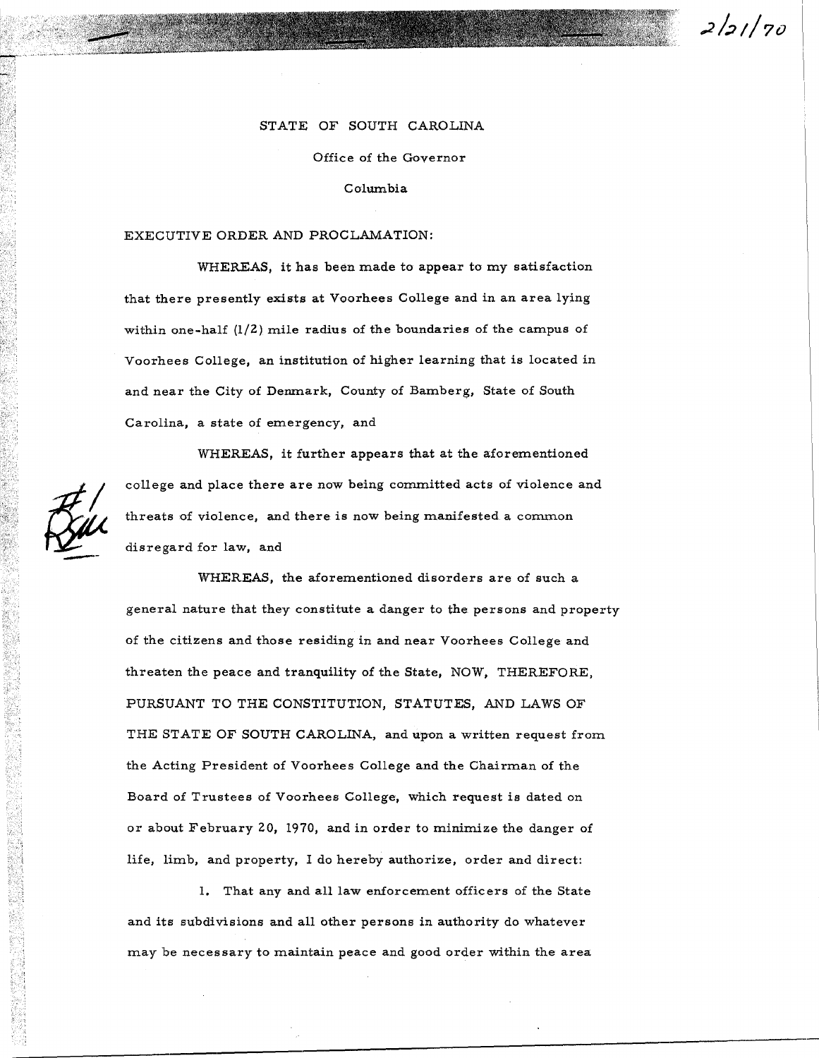2/21/70

STATE OF SOUTH CAROLINA

Office of the Governor

Columbia

EXECUTIVE ORDER AND PROCLAMATION:

WHEREAS, it has been made to appear to my satisfaction that there presently exists at Voorhees College and in an area lying within one-half (1/2) mile radius of the boundaries of the campus of Voorhees College, an institution of higher learning that is located in and near the City of Denmark, County of Bamberg, State of South Carolina, a state of emergency, and

WHEREAS, it further appears that at the aforementioned college and place there are now being committed acts of violence and threats of violence, and there is now being manifested a common disregard for law, and

WHEREAS, the aforementioned disorders are of such a general nature that they constitute a danger to the persons and property of the citizens and those residing in and near Voorhees College and threaten the peace and tranquility of the State, NOW, THEREFORE, PURSUANT TO THE CONSTITUTION, STATUTES, AND LAWS OF THE STATE OF SOUTH CAROLINA, and upon a written request from the Acting President of Voorhees College and the Chairman of the Board of Trustees of Voorhees College, which request is dated on or about February 20, 1970, and in order to minimize the danger of life, limb, and property, I do hereby authorize, order and direct:

1. That any and all law enforcement officers of the State and its subdivisions and all other persons in authority do whatever may be necessary to maintain peace and good order within the area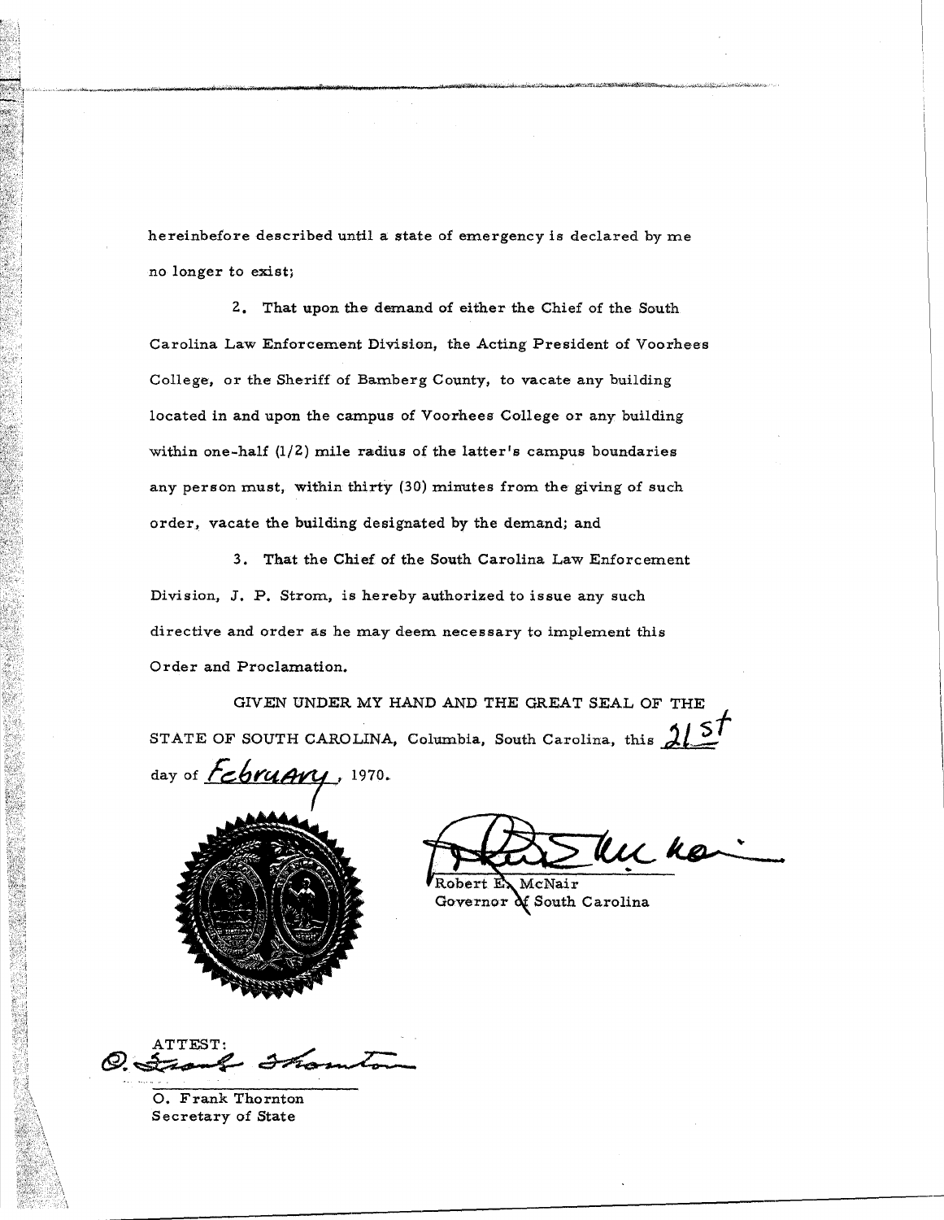hereinbefore described until a state of emergency is declared by me no longer to exist;

2. That upon the demand of either the Chief of the South Carolina Law Enforcement Division, the Acting President of Voorhees College, or the Sheriff of Bamberg County, to vacate any building located in and upon the campus of Voorhees College or any building within one-half (1/2) mile radius of the latter's campus boundaries any person must, within thirty (30) minutes from the giving of such order, vacate the building designated by the demand; and

3. That the Chief of the South Carolina Law Enforcement Division, J. P. Strom, is hereby authorized to issue any such directive and order as he may deem necessary to implement this Order and Proclamation.

GIVEN UNDER MY HAND AND THE GREAT SEAL OF THE STATE OF SOUTH CAROLINA, Columbia, South Carolina, this 21st day of February, 1970.

Robert E. McNair
Governor of South Carolina

ATTEST:

O. Frank Thornton
Secretary of State